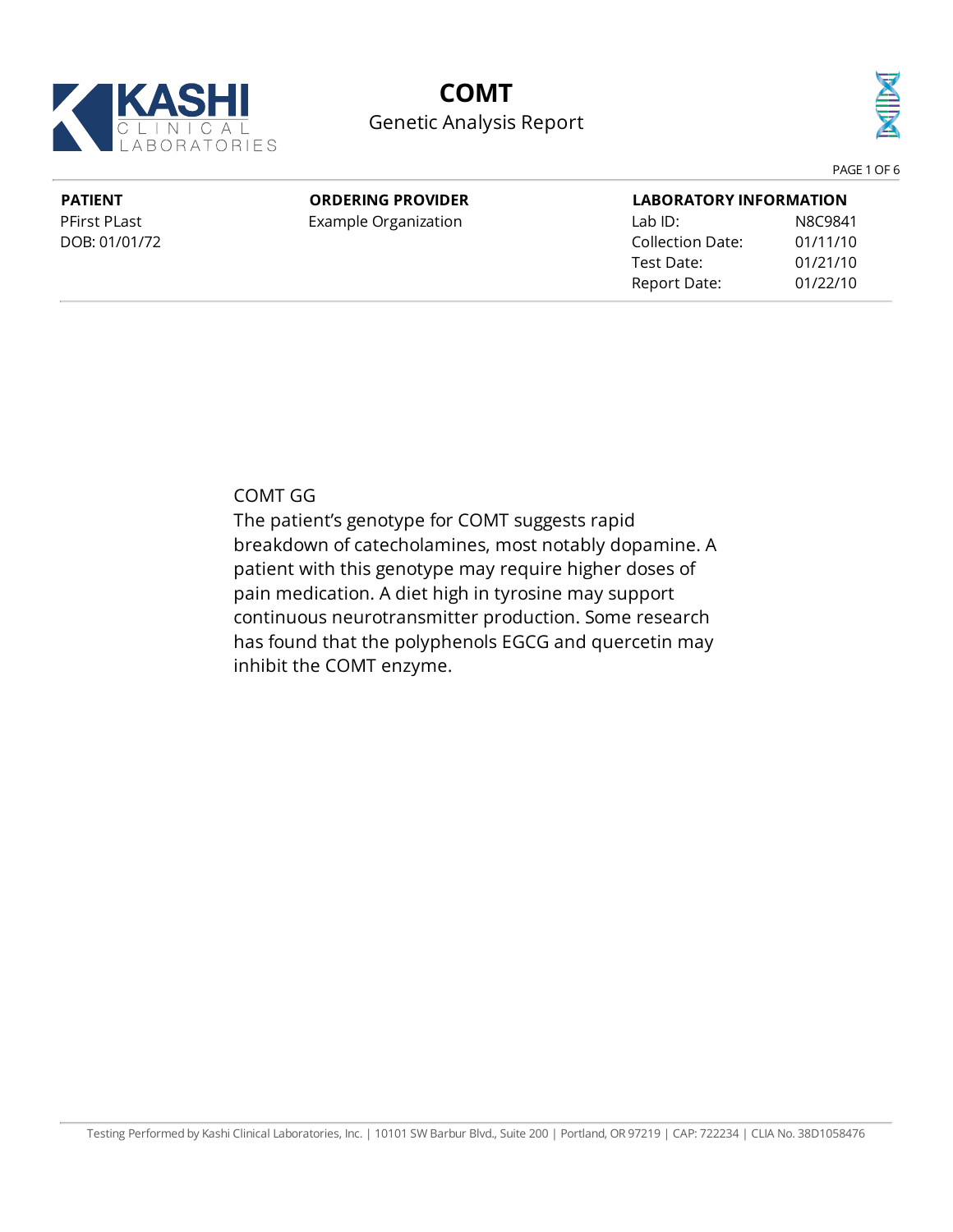# COMT

## Genetic Analysis Report

KASHI CLINICAL LABORATORIES

| PATIENT | ORDERING PROVIDER | LABORATORY INFORMATION | |
|---|---|---|---|
| PFirst PLast | Example Organization | Lab ID: | N8C9841 |
| DOB: 01/01/72 | | Collection Date: | 01/11/10 |
| | | Test Date: | 01/21/10 |
| | | Report Date: | 01/22/10 |

COMT GG

The patient's genotype for COMT suggests rapid breakdown of catecholamines, most notably dopamine. A patient with this genotype may require higher doses of pain medication. A diet high in tyrosine may support continuous neurotransmitter production. Some research has found that the polyphenols EGCG and quercetin may inhibit the COMT enzyme.

Testing Performed by Kashi Clinical Laboratories, Inc. | 10101 SW Barbur Blvd., Suite 200 | Portland, OR 97219 | CAP: 722234 | CLIA No. 38D1058476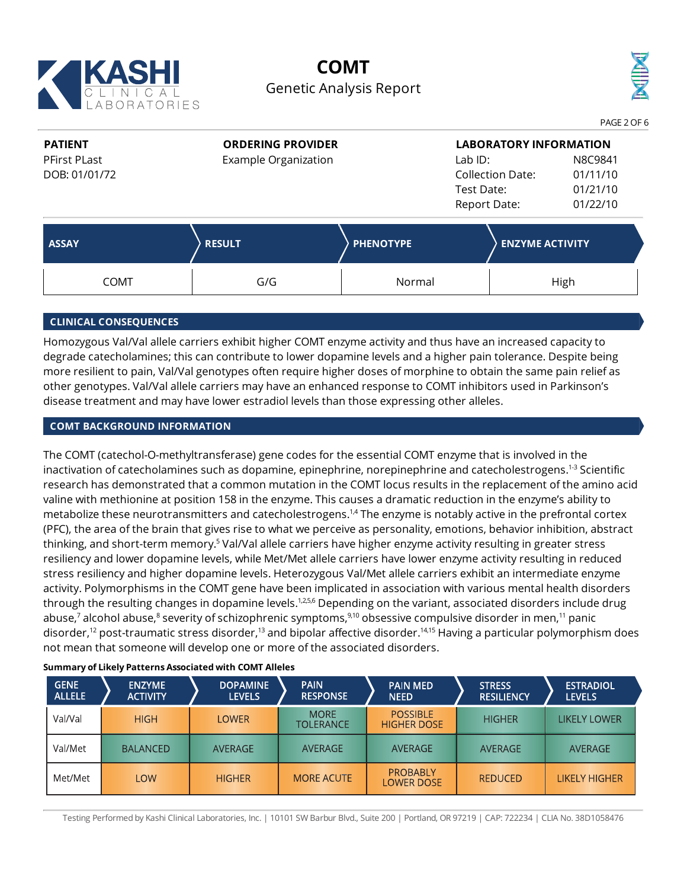# COMT

Genetic Analysis Report

| PATIENT | ORDERING PROVIDER | LABORATORY INFORMATION | |
|---|---|---|---|
| PFirst PLast | Example Organization | Lab ID: | N8C9841 |
| DOB: 01/01/72 | | Collection Date: | 01/11/10 |
| | | Test Date: | 01/21/10 |
| | | Report Date: | 01/22/10 |

| ASSAY | RESULT | PHENOTYPE | ENZYME ACTIVITY |
|---|---|---|---|
| COMT | G/G | Normal | High |

## CLINICAL CONSEQUENCES

Homozygous Val/Val allele carriers exhibit higher COMT enzyme activity and thus have an increased capacity to degrade catecholamines; this can contribute to lower dopamine levels and a higher pain tolerance. Despite being more resilient to pain, Val/Val genotypes often require higher doses of morphine to obtain the same pain relief as other genotypes. Val/Val allele carriers may have an enhanced response to COMT inhibitors used in Parkinson's disease treatment and may have lower estradiol levels than those expressing other alleles.

## COMT BACKGROUND INFORMATION

The COMT (catechol-O-methyltransferase) gene codes for the essential COMT enzyme that is involved in the inactivation of catecholamines such as dopamine, epinephrine, norepinephrine and catecholestrogens.[1-3] Scientific research has demonstrated that a common mutation in the COMT locus results in the replacement of the amino acid valine with methionine at position 158 in the enzyme. This causes a dramatic reduction in the enzyme's ability to metabolize these neurotransmitters and catecholestrogens.[1,4] The enzyme is notably active in the prefrontal cortex (PFC), the area of the brain that gives rise to what we perceive as personality, emotions, behavior inhibition, abstract thinking, and short-term memory.[5] Val/Val allele carriers have higher enzyme activity resulting in greater stress resiliency and lower dopamine levels, while Met/Met allele carriers have lower enzyme activity resulting in reduced stress resiliency and higher dopamine levels. Heterozygous Val/Met allele carriers exhibit an intermediate enzyme activity. Polymorphisms in the COMT gene have been implicated in association with various mental health disorders through the resulting changes in dopamine levels.[1,2,5,6] Depending on the variant, associated disorders include drug abuse,[7] alcohol abuse,[8] severity of schizophrenic symptoms,[9,10] obsessive compulsive disorder in men,[11] panic disorder,[12] post-traumatic stress disorder,[13] and bipolar affective disorder.[14,15] Having a particular polymorphism does not mean that someone will develop one or more of the associated disorders.

**Summary of Likely Patterns Associated with COMT Alleles**

| GENE ALLELE | ENZYME ACTIVITY | DOPAMINE LEVELS | PAIN RESPONSE | PAIN MED NEED | STRESS RESILIENCY | ESTRADIOL LEVELS |
|---|---|---|---|---|---|---|
| Val/Val | HIGH | LOWER | MORE TOLERANCE | POSSIBLE HIGHER DOSE | HIGHER | LIKELY LOWER |
| Val/Met | BALANCED | AVERAGE | AVERAGE | AVERAGE | AVERAGE | AVERAGE |
| Met/Met | LOW | HIGHER | MORE ACUTE | PROBABLY LOWER DOSE | REDUCED | LIKELY HIGHER |

Testing Performed by Kashi Clinical Laboratories, Inc. | 10101 SW Barbur Blvd., Suite 200 | Portland, OR 97219 | CAP: 722234 | CLIA No. 38D1058476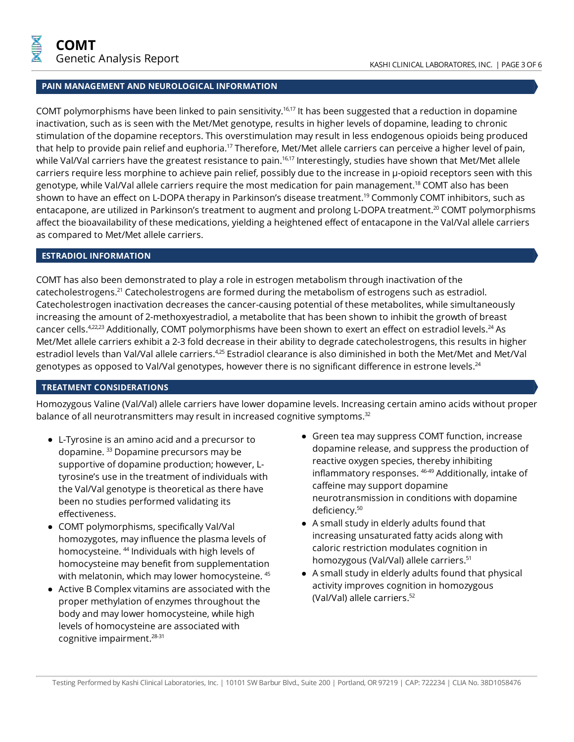## PAIN MANAGEMENT AND NEUROLOGICAL INFORMATION

COMT polymorphisms have been linked to pain sensitivity.[16,17] It has been suggested that a reduction in dopamine inactivation, such as is seen with the Met/Met genotype, results in higher levels of dopamine, leading to chronic stimulation of the dopamine receptors. This overstimulation may result in less endogenous opioids being produced that help to provide pain relief and euphoria.[17] Therefore, Met/Met allele carriers can perceive a higher level of pain, while Val/Val carriers have the greatest resistance to pain.[16,17] Interestingly, studies have shown that Met/Met allele carriers require less morphine to achieve pain relief, possibly due to the increase in μ-opioid receptors seen with this genotype, while Val/Val allele carriers require the most medication for pain management.[18] COMT also has been shown to have an effect on L-DOPA therapy in Parkinson's disease treatment.[19] Commonly COMT inhibitors, such as entacapone, are utilized in Parkinson's treatment to augment and prolong L-DOPA treatment.[20] COMT polymorphisms affect the bioavailability of these medications, yielding a heightened effect of entacapone in the Val/Val allele carriers as compared to Met/Met allele carriers.

## ESTRADIOL INFORMATION

COMT has also been demonstrated to play a role in estrogen metabolism through inactivation of the catecholestrogens.[21] Catecholestrogens are formed during the metabolism of estrogens such as estradiol. Catecholestrogen inactivation decreases the cancer-causing potential of these metabolites, while simultaneously increasing the amount of 2-methoxyestradiol, a metabolite that has been shown to inhibit the growth of breast cancer cells.[4,22,23] Additionally, COMT polymorphisms have been shown to exert an effect on estradiol levels.[24] As Met/Met allele carriers exhibit a 2-3 fold decrease in their ability to degrade catecholestrogens, this results in higher estradiol levels than Val/Val allele carriers.[4,25] Estradiol clearance is also diminished in both the Met/Met and Met/Val genotypes as opposed to Val/Val genotypes, however there is no significant difference in estrone levels.[24]

## TREATMENT CONSIDERATIONS

Homozygous Valine (Val/Val) allele carriers have lower dopamine levels. Increasing certain amino acids without proper balance of all neurotransmitters may result in increased cognitive symptoms.[32]

- L-Tyrosine is an amino acid and a precursor to dopamine. [33] Dopamine precursors may be supportive of dopamine production; however, L-tyrosine's use in the treatment of individuals with the Val/Val genotype is theoretical as there have been no studies performed validating its effectiveness.
- COMT polymorphisms, specifically Val/Val homozygotes, may influence the plasma levels of homocysteine. [44] Individuals with high levels of homocysteine may benefit from supplementation with melatonin, which may lower homocysteine. [45]
- Active B Complex vitamins are associated with the proper methylation of enzymes throughout the body and may lower homocysteine, while high levels of homocysteine are associated with cognitive impairment.[28-31]
- Green tea may suppress COMT function, increase dopamine release, and suppress the production of reactive oxygen species, thereby inhibiting inflammatory responses. [46-49] Additionally, intake of caffeine may support dopamine neurotransmission in conditions with dopamine deficiency.[50]
- A small study in elderly adults found that increasing unsaturated fatty acids along with caloric restriction modulates cognition in homozygous (Val/Val) allele carriers.[51]
- A small study in elderly adults found that physical activity improves cognition in homozygous (Val/Val) allele carriers.[52]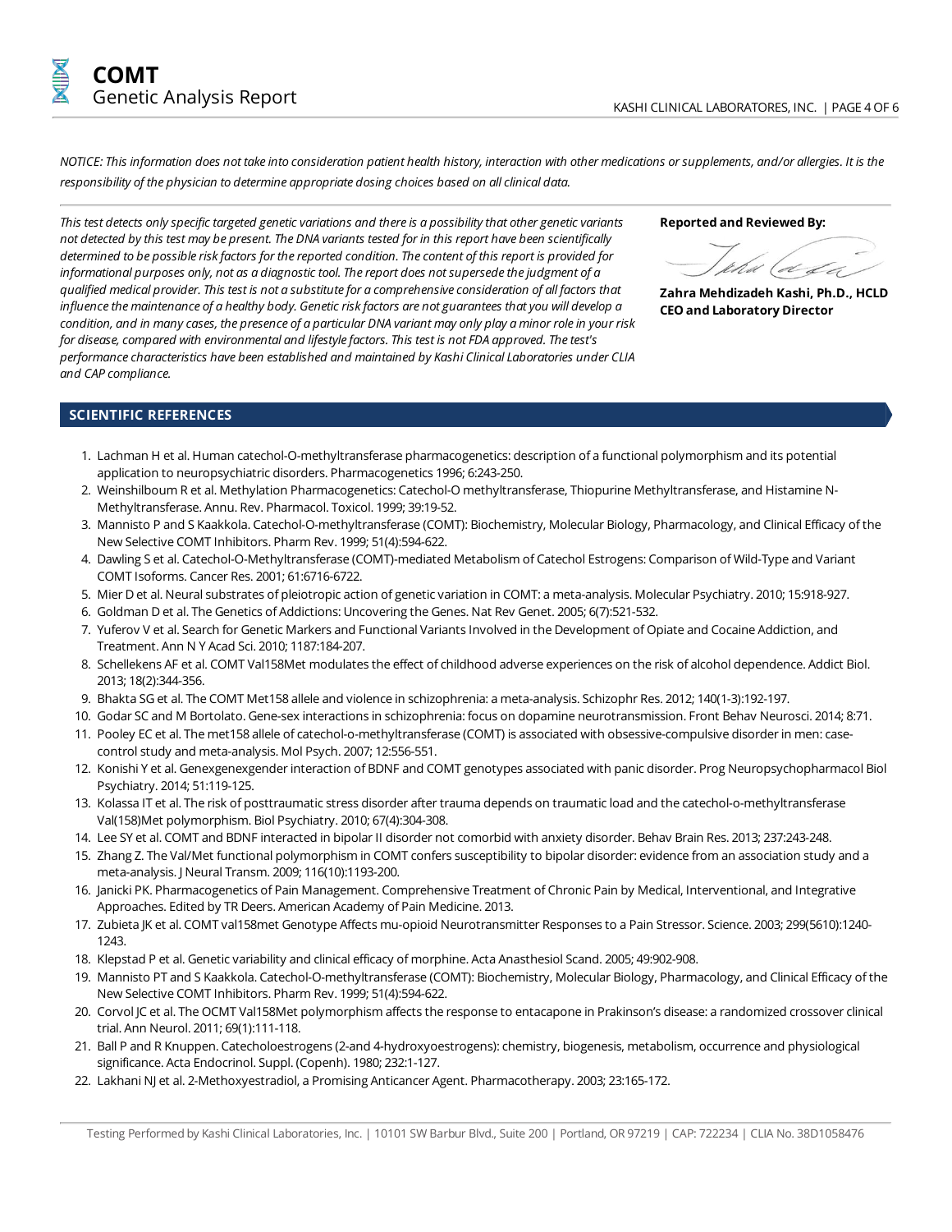*NOTICE: This information does not take into consideration patient health history, interaction with other medications or supplements, and/or allergies. It is the responsibility of the physician to determine appropriate dosing choices based on all clinical data.*

*This test detects only specific targeted genetic variations and there is a possibility that other genetic variants not detected by this test may be present. The DNA variants tested for in this report have been scientifically determined to be possible risk factors for the reported condition. The content of this report is provided for informational purposes only, not as a diagnostic tool. The report does not supersede the judgment of a qualified medical provider. This test is not a substitute for a comprehensive consideration of all factors that influence the maintenance of a healthy body. Genetic risk factors are not guarantees that you will develop a condition, and in many cases, the presence of a particular DNA variant may only play a minor role in your risk for disease, compared with environmental and lifestyle factors. This test is not FDA approved. The test's performance characteristics have been established and maintained by Kashi Clinical Laboratories under CLIA and CAP compliance.*

**Reported and Reviewed By:**

**Zahra Mehdizadeh Kashi, Ph.D., HCLD**
**CEO and Laboratory Director**

## SCIENTIFIC REFERENCES

1. Lachman H et al. Human catechol-O-methyltransferase pharmacogenetics: description of a functional polymorphism and its potential application to neuropsychiatric disorders. Pharmacogenetics 1996; 6:243-250.
2. Weinshilboum R et al. Methylation Pharmacogenetics: Catechol-O methyltransferase, Thiopurine Methyltransferase, and Histamine N-Methyltransferase. Annu. Rev. Pharmacol. Toxicol. 1999; 39:19-52.
3. Mannisto P and S Kaakkola. Catechol-O-methyltransferase (COMT): Biochemistry, Molecular Biology, Pharmacology, and Clinical Efficacy of the New Selective COMT Inhibitors. Pharm Rev. 1999; 51(4):594-622.
4. Dawling S et al. Catechol-O-Methyltransferase (COMT)-mediated Metabolism of Catechol Estrogens: Comparison of Wild-Type and Variant COMT Isoforms. Cancer Res. 2001; 61:6716-6722.
5. Mier D et al. Neural substrates of pleiotropic action of genetic variation in COMT: a meta-analysis. Molecular Psychiatry. 2010; 15:918-927.
6. Goldman D et al. The Genetics of Addictions: Uncovering the Genes. Nat Rev Genet. 2005; 6(7):521-532.
7. Yuferov V et al. Search for Genetic Markers and Functional Variants Involved in the Development of Opiate and Cocaine Addiction, and Treatment. Ann N Y Acad Sci. 2010; 1187:184-207.
8. Schellekens AF et al. COMT Val158Met modulates the effect of childhood adverse experiences on the risk of alcohol dependence. Addict Biol. 2013; 18(2):344-356.
9. Bhakta SG et al. The COMT Met158 allele and violence in schizophrenia: a meta-analysis. Schizophr Res. 2012; 140(1-3):192-197.
10. Godar SC and M Bortolato. Gene-sex interactions in schizophrenia: focus on dopamine neurotransmission. Front Behav Neurosci. 2014; 8:71.
11. Pooley EC et al. The met158 allele of catechol-o-methyltransferase (COMT) is associated with obsessive-compulsive disorder in men: case-control study and meta-analysis. Mol Psych. 2007; 12:556-551.
12. Konishi Y et al. Genexgenexgender interaction of BDNF and COMT genotypes associated with panic disorder. Prog Neuropsychopharmacol Biol Psychiatry. 2014; 51:119-125.
13. Kolassa IT et al. The risk of posttraumatic stress disorder after trauma depends on traumatic load and the catechol-o-methyltransferase Val(158)Met polymorphism. Biol Psychiatry. 2010; 67(4):304-308.
14. Lee SY et al. COMT and BDNF interacted in bipolar II disorder not comorbid with anxiety disorder. Behav Brain Res. 2013; 237:243-248.
15. Zhang Z. The Val/Met functional polymorphism in COMT confers susceptibility to bipolar disorder: evidence from an association study and a meta-analysis. J Neural Transm. 2009; 116(10):1193-200.
16. Janicki PK. Pharmacogenetics of Pain Management. Comprehensive Treatment of Chronic Pain by Medical, Interventional, and Integrative Approaches. Edited by TR Deers. American Academy of Pain Medicine. 2013.
17. Zubieta JK et al. COMT val158met Genotype Affects mu-opioid Neurotransmitter Responses to a Pain Stressor. Science. 2003; 299(5610):1240-1243.
18. Klepstad P et al. Genetic variability and clinical efficacy of morphine. Acta Anasthesiol Scand. 2005; 49:902-908.
19. Mannisto PT and S Kaakkola. Catechol-O-methyltransferase (COMT): Biochemistry, Molecular Biology, Pharmacology, and Clinical Efficacy of the New Selective COMT Inhibitors. Pharm Rev. 1999; 51(4):594-622.
20. Corvol JC et al. The OCMT Val158Met polymorphism affects the response to entacapone in Prakinson's disease: a randomized crossover clinical trial. Ann Neurol. 2011; 69(1):111-118.
21. Ball P and R Knuppen. Catecholoestrogens (2-and 4-hydroxyoestrogens): chemistry, biogenesis, metabolism, occurrence and physiological significance. Acta Endocrinol. Suppl. (Copenh). 1980; 232:1-127.
22. Lakhani NJ et al. 2-Methoxyestradiol, a Promising Anticancer Agent. Pharmacotherapy. 2003; 23:165-172.

Testing Performed by Kashi Clinical Laboratories, Inc. | 10101 SW Barbur Blvd., Suite 200 | Portland, OR 97219 | CAP: 722234 | CLIA No. 38D1058476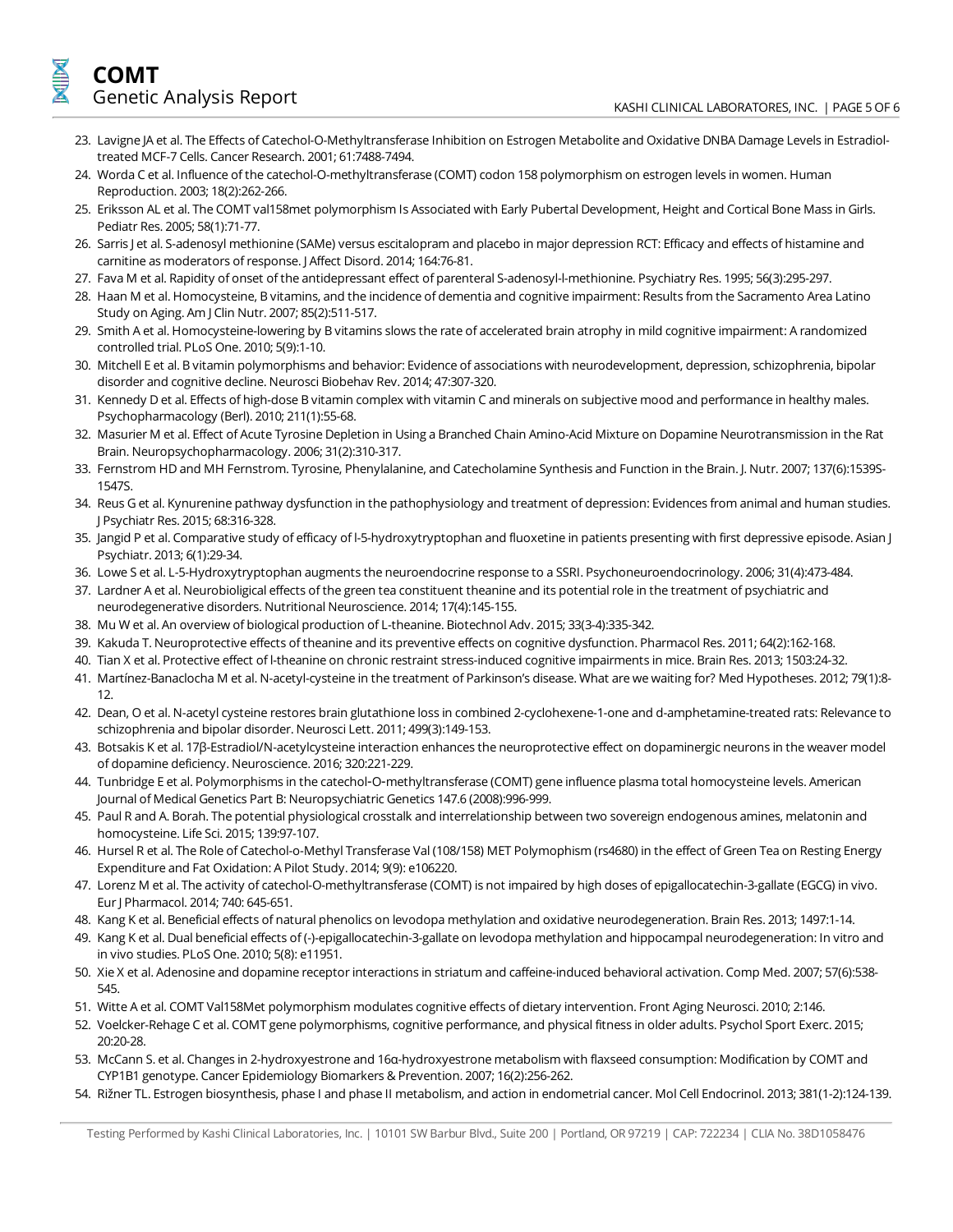23. Lavigne JA et al. The Effects of Catechol-O-Methyltransferase Inhibition on Estrogen Metabolite and Oxidative DNBA Damage Levels in Estradiol-treated MCF-7 Cells. Cancer Research. 2001; 61:7488-7494.
24. Worda C et al. Influence of the catechol-O-methyltransferase (COMT) codon 158 polymorphism on estrogen levels in women. Human Reproduction. 2003; 18(2):262-266.
25. Eriksson AL et al. The COMT val158met polymorphism Is Associated with Early Pubertal Development, Height and Cortical Bone Mass in Girls. Pediatr Res. 2005; 58(1):71-77.
26. Sarris J et al. S-adenosyl methionine (SAMe) versus escitalopram and placebo in major depression RCT: Efficacy and effects of histamine and carnitine as moderators of response. J Affect Disord. 2014; 164:76-81.
27. Fava M et al. Rapidity of onset of the antidepressant effect of parenteral S-adenosyl-l-methionine. Psychiatry Res. 1995; 56(3):295-297.
28. Haan M et al. Homocysteine, B vitamins, and the incidence of dementia and cognitive impairment: Results from the Sacramento Area Latino Study on Aging. Am J Clin Nutr. 2007; 85(2):511-517.
29. Smith A et al. Homocysteine-lowering by B vitamins slows the rate of accelerated brain atrophy in mild cognitive impairment: A randomized controlled trial. PLoS One. 2010; 5(9):1-10.
30. Mitchell E et al. B vitamin polymorphisms and behavior: Evidence of associations with neurodevelopment, depression, schizophrenia, bipolar disorder and cognitive decline. Neurosci Biobehav Rev. 2014; 47:307-320.
31. Kennedy D et al. Effects of high-dose B vitamin complex with vitamin C and minerals on subjective mood and performance in healthy males. Psychopharmacology (Berl). 2010; 211(1):55-68.
32. Masurier M et al. Effect of Acute Tyrosine Depletion in Using a Branched Chain Amino-Acid Mixture on Dopamine Neurotransmission in the Rat Brain. Neuropsychopharmacology. 2006; 31(2):310-317.
33. Fernstrom HD and MH Fernstrom. Tyrosine, Phenylalanine, and Catecholamine Synthesis and Function in the Brain. J. Nutr. 2007; 137(6):1539S-1547S.
34. Reus G et al. Kynurenine pathway dysfunction in the pathophysiology and treatment of depression: Evidences from animal and human studies. J Psychiatr Res. 2015; 68:316-328.
35. Jangid P et al. Comparative study of efficacy of l-5-hydroxytryptophan and fluoxetine in patients presenting with first depressive episode. Asian J Psychiatr. 2013; 6(1):29-34.
36. Lowe S et al. L-5-Hydroxytryptophan augments the neuroendocrine response to a SSRI. Psychoneuroendocrinology. 2006; 31(4):473-484.
37. Lardner A et al. Neurobioligical effects of the green tea constituent theanine and its potential role in the treatment of psychiatric and neurodegenerative disorders. Nutritional Neuroscience. 2014; 17(4):145-155.
38. Mu W et al. An overview of biological production of L-theanine. Biotechnol Adv. 2015; 33(3-4):335-342.
39. Kakuda T. Neuroprotective effects of theanine and its preventive effects on cognitive dysfunction. Pharmacol Res. 2011; 64(2):162-168.
40. Tian X et al. Protective effect of l-theanine on chronic restraint stress-induced cognitive impairments in mice. Brain Res. 2013; 1503:24-32.
41. Martínez-Banaclocha M et al. N-acetyl-cysteine in the treatment of Parkinson's disease. What are we waiting for? Med Hypotheses. 2012; 79(1):8-12.
42. Dean, O et al. N-acetyl cysteine restores brain glutathione loss in combined 2-cyclohexene-1-one and d-amphetamine-treated rats: Relevance to schizophrenia and bipolar disorder. Neurosci Lett. 2011; 499(3):149-153.
43. Botsakis K et al. 17β-Estradiol/N-acetylcysteine interaction enhances the neuroprotective effect on dopaminergic neurons in the weaver model of dopamine deficiency. Neuroscience. 2016; 320:221-229.
44. Tunbridge E et al. Polymorphisms in the catechol-O-methyltransferase (COMT) gene influence plasma total homocysteine levels. American Journal of Medical Genetics Part B: Neuropsychiatric Genetics 147.6 (2008):996-999.
45. Paul R and A. Borah. The potential physiological crosstalk and interrelationship between two sovereign endogenous amines, melatonin and homocysteine. Life Sci. 2015; 139:97-107.
46. Hursel R et al. The Role of Catechol-o-Methyl Transferase Val (108/158) MET Polymophism (rs4680) in the effect of Green Tea on Resting Energy Expenditure and Fat Oxidation: A Pilot Study. 2014; 9(9): e106220.
47. Lorenz M et al. The activity of catechol-O-methyltransferase (COMT) is not impaired by high doses of epigallocatechin-3-gallate (EGCG) in vivo. Eur J Pharmacol. 2014; 740: 645-651.
48. Kang K et al. Beneficial effects of natural phenolics on levodopa methylation and oxidative neurodegeneration. Brain Res. 2013; 1497:1-14.
49. Kang K et al. Dual beneficial effects of (-)-epigallocatechin-3-gallate on levodopa methylation and hippocampal neurodegeneration: In vitro and in vivo studies. PLoS One. 2010; 5(8): e11951.
50. Xie X et al. Adenosine and dopamine receptor interactions in striatum and caffeine-induced behavioral activation. Comp Med. 2007; 57(6):538-545.
51. Witte A et al. COMT Val158Met polymorphism modulates cognitive effects of dietary intervention. Front Aging Neurosci. 2010; 2:146.
52. Voelcker-Rehage C et al. COMT gene polymorphisms, cognitive performance, and physical fitness in older adults. Psychol Sport Exerc. 2015; 20:20-28.
53. McCann S. et al. Changes in 2-hydroxyestrone and 16α-hydroxyestrone metabolism with flaxseed consumption: Modification by COMT and CYP1B1 genotype. Cancer Epidemiology Biomarkers & Prevention. 2007; 16(2):256-262.
54. Rižner TL. Estrogen biosynthesis, phase I and phase II metabolism, and action in endometrial cancer. Mol Cell Endocrinol. 2013; 381(1-2):124-139.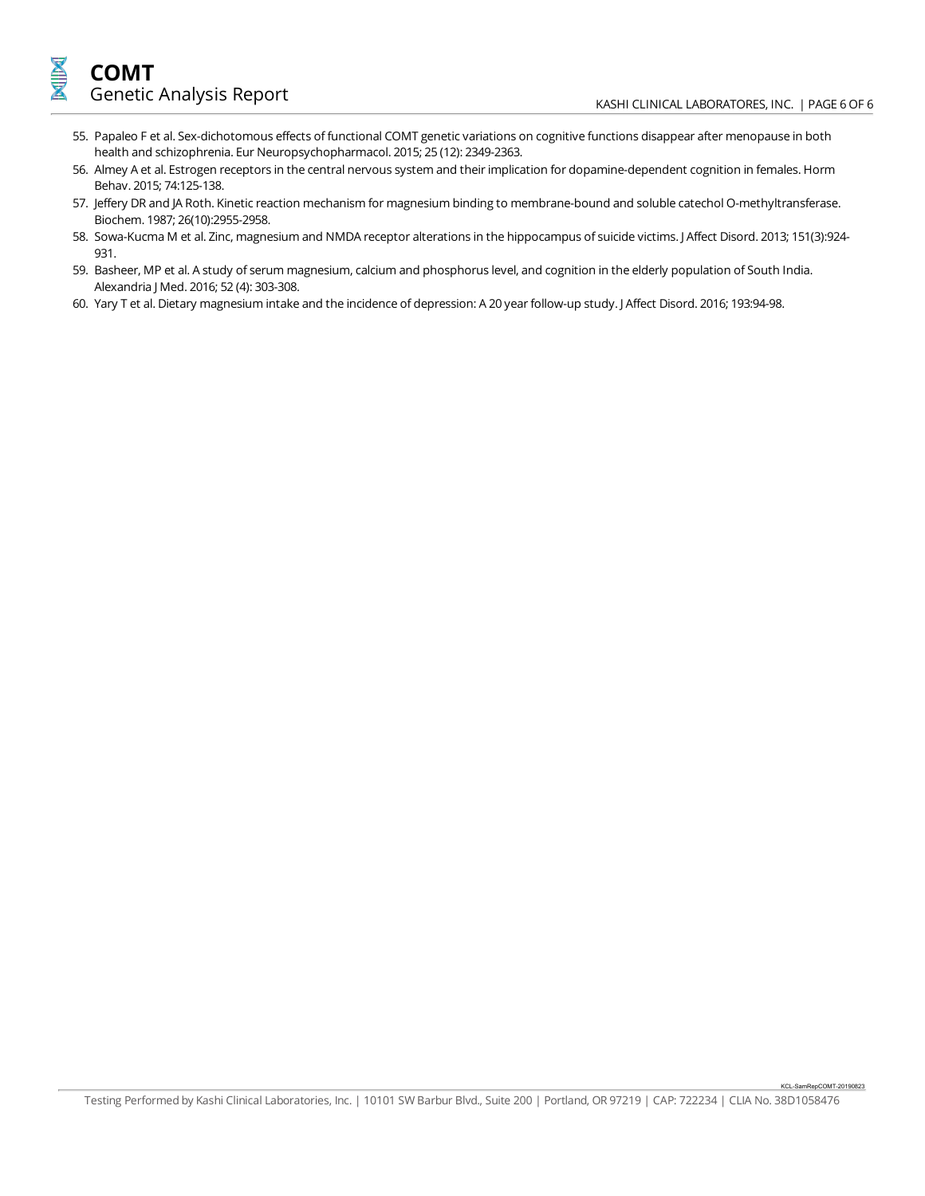55. Papaleo F et al. Sex-dichotomous effects of functional COMT genetic variations on cognitive functions disappear after menopause in both health and schizophrenia. Eur Neuropsychopharmacol. 2015; 25 (12): 2349-2363.
56. Almey A et al. Estrogen receptors in the central nervous system and their implication for dopamine-dependent cognition in females. Horm Behav. 2015; 74:125-138.
57. Jeffery DR and JA Roth. Kinetic reaction mechanism for magnesium binding to membrane-bound and soluble catechol O-methyltransferase. Biochem. 1987; 26(10):2955-2958.
58. Sowa-Kucma M et al. Zinc, magnesium and NMDA receptor alterations in the hippocampus of suicide victims. J Affect Disord. 2013; 151(3):924-931.
59. Basheer, MP et al. A study of serum magnesium, calcium and phosphorus level, and cognition in the elderly population of South India. Alexandria J Med. 2016; 52 (4): 303-308.
60. Yary T et al. Dietary magnesium intake and the incidence of depression: A 20 year follow-up study. J Affect Disord. 2016; 193:94-98.